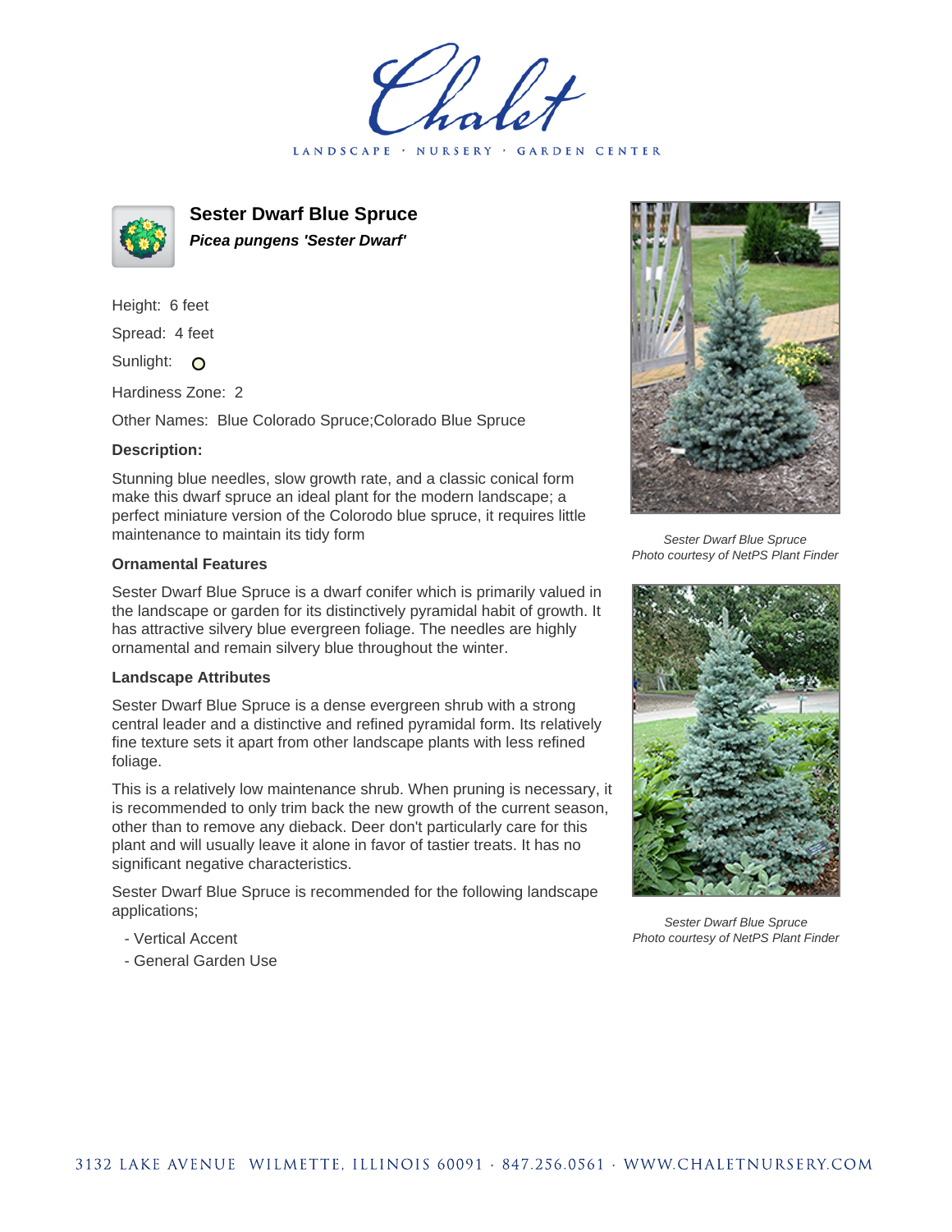# Chalet

LANDSCAPE · NURSERY · GARDEN CENTER

## Sester Dwarf Blue Spruce

***Picea pungens 'Sester Dwarf'***

Height: 6 feet

Spread: 4 feet

Sunlight:

Hardiness Zone: 2

Other Names: Blue Colorado Spruce;Colorado Blue Spruce

**Description:**

Stunning blue needles, slow growth rate, and a classic conical form make this dwarf spruce an ideal plant for the modern landscape; a perfect miniature version of the Colorodo blue spruce, it requires little maintenance to maintain its tidy form

**Ornamental Features**

Sester Dwarf Blue Spruce is a dwarf conifer which is primarily valued in the landscape or garden for its distinctively pyramidal habit of growth. It has attractive silvery blue evergreen foliage. The needles are highly ornamental and remain silvery blue throughout the winter.

**Landscape Attributes**

Sester Dwarf Blue Spruce is a dense evergreen shrub with a strong central leader and a distinctive and refined pyramidal form. Its relatively fine texture sets it apart from other landscape plants with less refined foliage.

This is a relatively low maintenance shrub. When pruning is necessary, it is recommended to only trim back the new growth of the current season, other than to remove any dieback. Deer don't particularly care for this plant and will usually leave it alone in favor of tastier treats. It has no significant negative characteristics.

Sester Dwarf Blue Spruce is recommended for the following landscape applications;

- Vertical Accent
- General Garden Use

*Sester Dwarf Blue Spruce*
*Photo courtesy of NetPS Plant Finder*

*Sester Dwarf Blue Spruce*
*Photo courtesy of NetPS Plant Finder*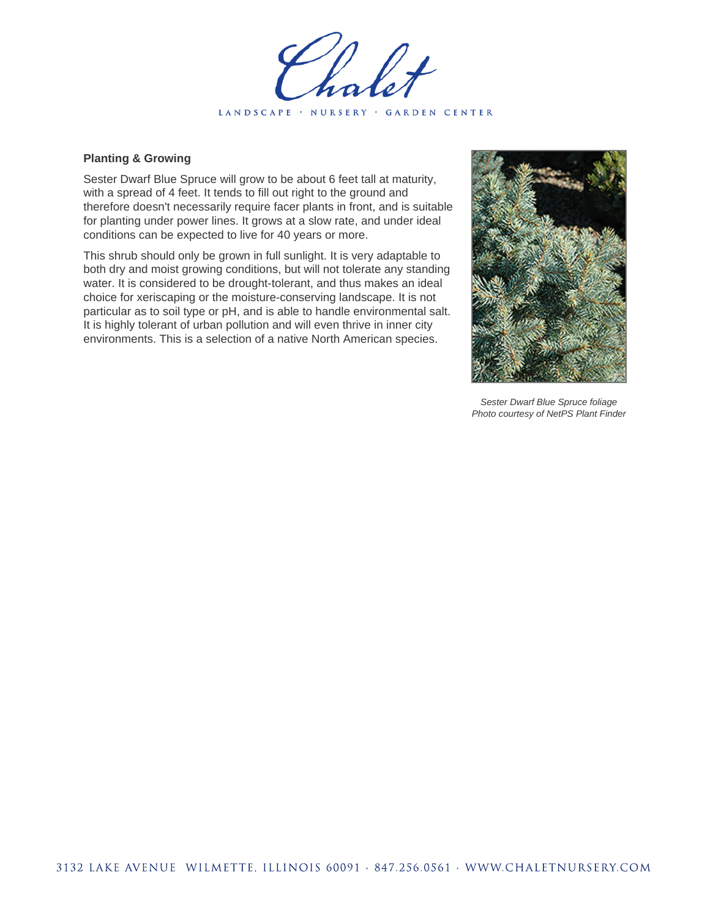**Planting & Growing**

Sester Dwarf Blue Spruce will grow to be about 6 feet tall at maturity, with a spread of 4 feet. It tends to fill out right to the ground and therefore doesn't necessarily require facer plants in front, and is suitable for planting under power lines. It grows at a slow rate, and under ideal conditions can be expected to live for 40 years or more.

This shrub should only be grown in full sunlight. It is very adaptable to both dry and moist growing conditions, but will not tolerate any standing water. It is considered to be drought-tolerant, and thus makes an ideal choice for xeriscaping or the moisture-conserving landscape. It is not particular as to soil type or pH, and is able to handle environmental salt. It is highly tolerant of urban pollution and will even thrive in inner city environments. This is a selection of a native North American species.

*Sester Dwarf Blue Spruce foliage*
*Photo courtesy of NetPS Plant Finder*